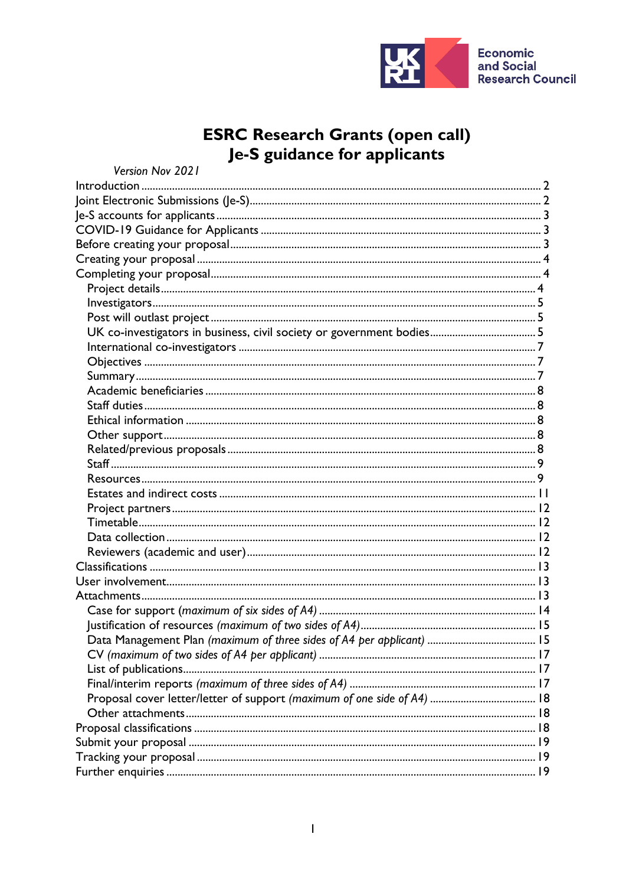Economic and Social Research Council

# ESRC Research Grants (open call)
# Je-S guidance for applicants

*Version Nov 2021*

- Introduction .... 2
- Joint Electronic Submissions (Je-S) .... 2
- Je-S accounts for applicants .... 3
- COVID-19 Guidance for Applicants .... 3
- Before creating your proposal .... 3
- Creating your proposal .... 4
- Completing your proposal .... 4
  - Project details .... 4
  - Investigators .... 5
  - Post will outlast project .... 5
  - UK co-investigators in business, civil society or government bodies .... 5
  - International co-investigators .... 7
  - Objectives .... 7
  - Summary .... 7
  - Academic beneficiaries .... 8
  - Staff duties .... 8
  - Ethical information .... 8
  - Other support .... 8
  - Related/previous proposals .... 8
  - Staff .... 9
  - Resources .... 9
  - Estates and indirect costs .... 11
  - Project partners .... 12
  - Timetable .... 12
  - Data collection .... 12
  - Reviewers (academic and user) .... 12
- Classifications .... 13
- User involvement .... 13
- Attachments .... 13
  - Case for support *(maximum of six sides of A4)* .... 14
  - Justification of resources *(maximum of two sides of A4)* .... 15
  - Data Management Plan *(maximum of three sides of A4 per applicant)* .... 15
  - CV *(maximum of two sides of A4 per applicant)* .... 17
  - List of publications .... 17
  - Final/interim reports *(maximum of three sides of A4)* .... 17
  - Proposal cover letter/letter of support *(maximum of one side of A4)* .... 18
  - Other attachments .... 18
- Proposal classifications .... 18
- Submit your proposal .... 19
- Tracking your proposal .... 19
- Further enquiries .... 19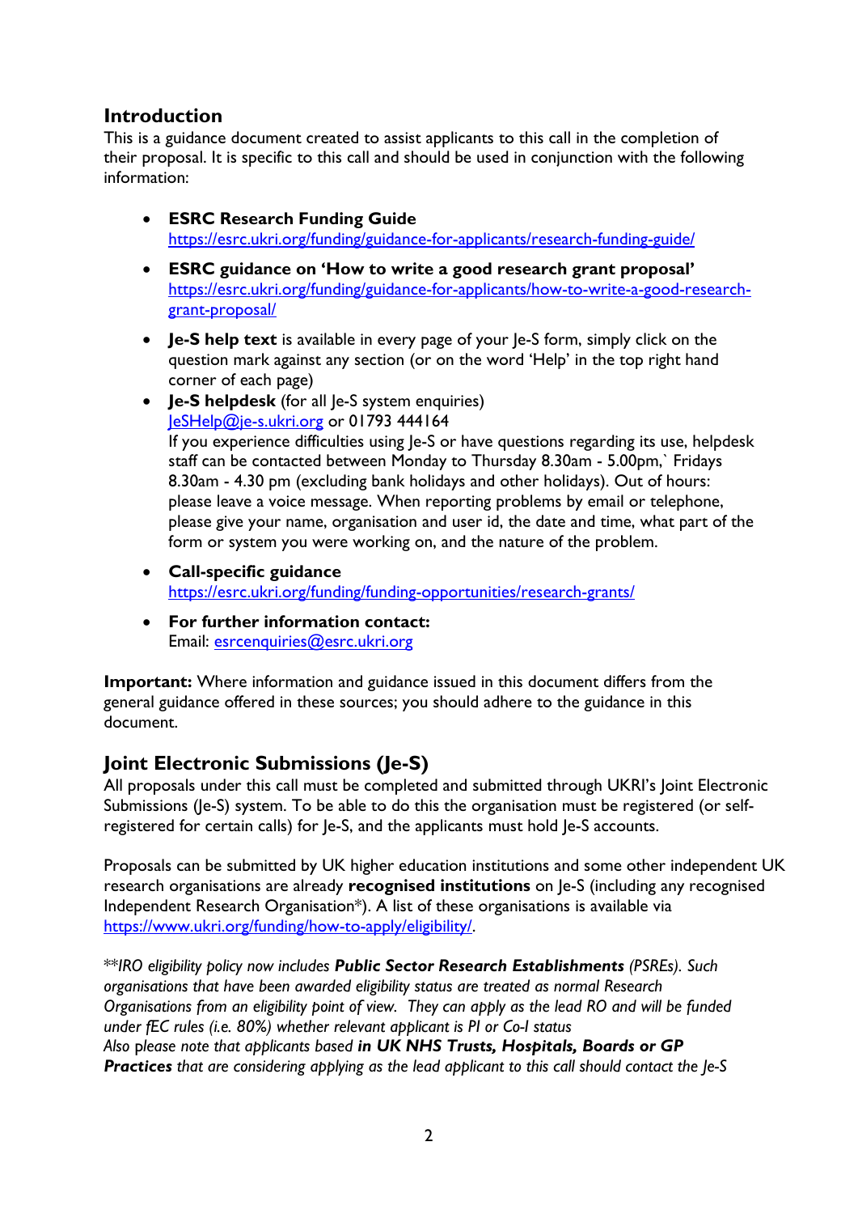## Introduction

This is a guidance document created to assist applicants to this call in the completion of their proposal. It is specific to this call and should be used in conjunction with the following information:

- **ESRC Research Funding Guide**
  https://esrc.ukri.org/funding/guidance-for-applicants/research-funding-guide/
- **ESRC guidance on 'How to write a good research grant proposal'**
  https://esrc.ukri.org/funding/guidance-for-applicants/how-to-write-a-good-research-grant-proposal/
- **Je-S help text** is available in every page of your Je-S form, simply click on the question mark against any section (or on the word 'Help' in the top right hand corner of each page)
- **Je-S helpdesk** (for all Je-S system enquiries)
  JeSHelp@je-s.ukri.org or 01793 444164
  If you experience difficulties using Je-S or have questions regarding its use, helpdesk staff can be contacted between Monday to Thursday 8.30am - 5.00pm,` Fridays 8.30am - 4.30 pm (excluding bank holidays and other holidays). Out of hours: please leave a voice message. When reporting problems by email or telephone, please give your name, organisation and user id, the date and time, what part of the form or system you were working on, and the nature of the problem.
- **Call-specific guidance**
  https://esrc.ukri.org/funding/funding-opportunities/research-grants/
- **For further information contact:**
  Email: esrcenquiries@esrc.ukri.org

**Important:** Where information and guidance issued in this document differs from the general guidance offered in these sources; you should adhere to the guidance in this document.

## Joint Electronic Submissions (Je-S)

All proposals under this call must be completed and submitted through UKRI's Joint Electronic Submissions (Je-S) system. To be able to do this the organisation must be registered (or self-registered for certain calls) for Je-S, and the applicants must hold Je-S accounts.

Proposals can be submitted by UK higher education institutions and some other independent UK research organisations are already **recognised institutions** on Je-S (including any recognised Independent Research Organisation*). A list of these organisations is available via https://www.ukri.org/funding/how-to-apply/eligibility/.

*\*IRO eligibility policy now includes **Public Sector Research Establishments** (PSREs). Such organisations that have been awarded eligibility status are treated as normal Research Organisations from an eligibility point of view. They can apply as the lead RO and will be funded under fEC rules (i.e. 80%) whether relevant applicant is PI or Co-I status*
*Also please note that applicants based **in UK NHS Trusts, Hospitals, Boards or GP Practices** that are considering applying as the lead applicant to this call should contact the Je-S*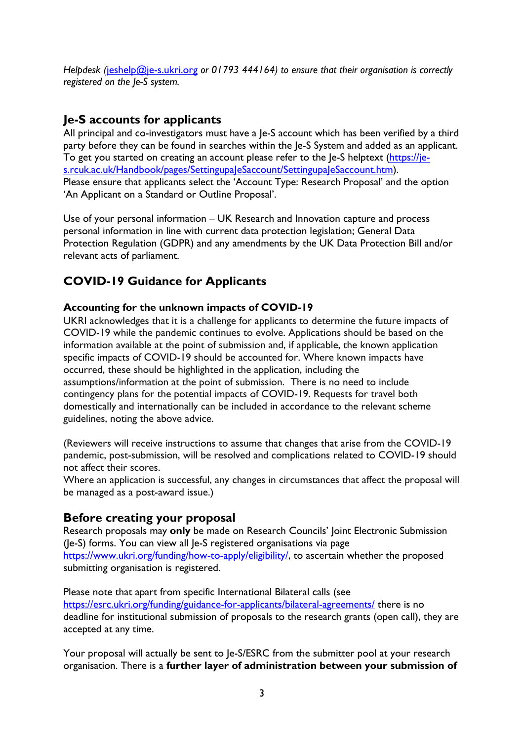*Helpdesk (jeshelp@je-s.ukri.org or 01793 444164) to ensure that their organisation is correctly registered on the Je-S system.*

## Je-S accounts for applicants

All principal and co-investigators must have a Je-S account which has been verified by a third party before they can be found in searches within the Je-S System and added as an applicant. To get you started on creating an account please refer to the Je-S helptext (https://je-s.rcuk.ac.uk/Handbook/pages/SettingupaJeSaccount/SettingupaJeSaccount.htm). Please ensure that applicants select the 'Account Type: Research Proposal' and the option 'An Applicant on a Standard or Outline Proposal'.

Use of your personal information – UK Research and Innovation capture and process personal information in line with current data protection legislation; General Data Protection Regulation (GDPR) and any amendments by the UK Data Protection Bill and/or relevant acts of parliament.

## COVID-19 Guidance for Applicants

### Accounting for the unknown impacts of COVID-19

UKRI acknowledges that it is a challenge for applicants to determine the future impacts of COVID-19 while the pandemic continues to evolve. Applications should be based on the information available at the point of submission and, if applicable, the known application specific impacts of COVID-19 should be accounted for. Where known impacts have occurred, these should be highlighted in the application, including the assumptions/information at the point of submission. There is no need to include contingency plans for the potential impacts of COVID-19. Requests for travel both domestically and internationally can be included in accordance to the relevant scheme guidelines, noting the above advice.

(Reviewers will receive instructions to assume that changes that arise from the COVID-19 pandemic, post-submission, will be resolved and complications related to COVID-19 should not affect their scores.
Where an application is successful, any changes in circumstances that affect the proposal will be managed as a post-award issue.)

## Before creating your proposal

Research proposals may **only** be made on Research Councils' Joint Electronic Submission (Je-S) forms. You can view all Je-S registered organisations via page https://www.ukri.org/funding/how-to-apply/eligibility/, to ascertain whether the proposed submitting organisation is registered.

Please note that apart from specific International Bilateral calls (see https://esrc.ukri.org/funding/guidance-for-applicants/bilateral-agreements/ there is no deadline for institutional submission of proposals to the research grants (open call), they are accepted at any time.

Your proposal will actually be sent to Je-S/ESRC from the submitter pool at your research organisation. There is a **further layer of administration between your submission of**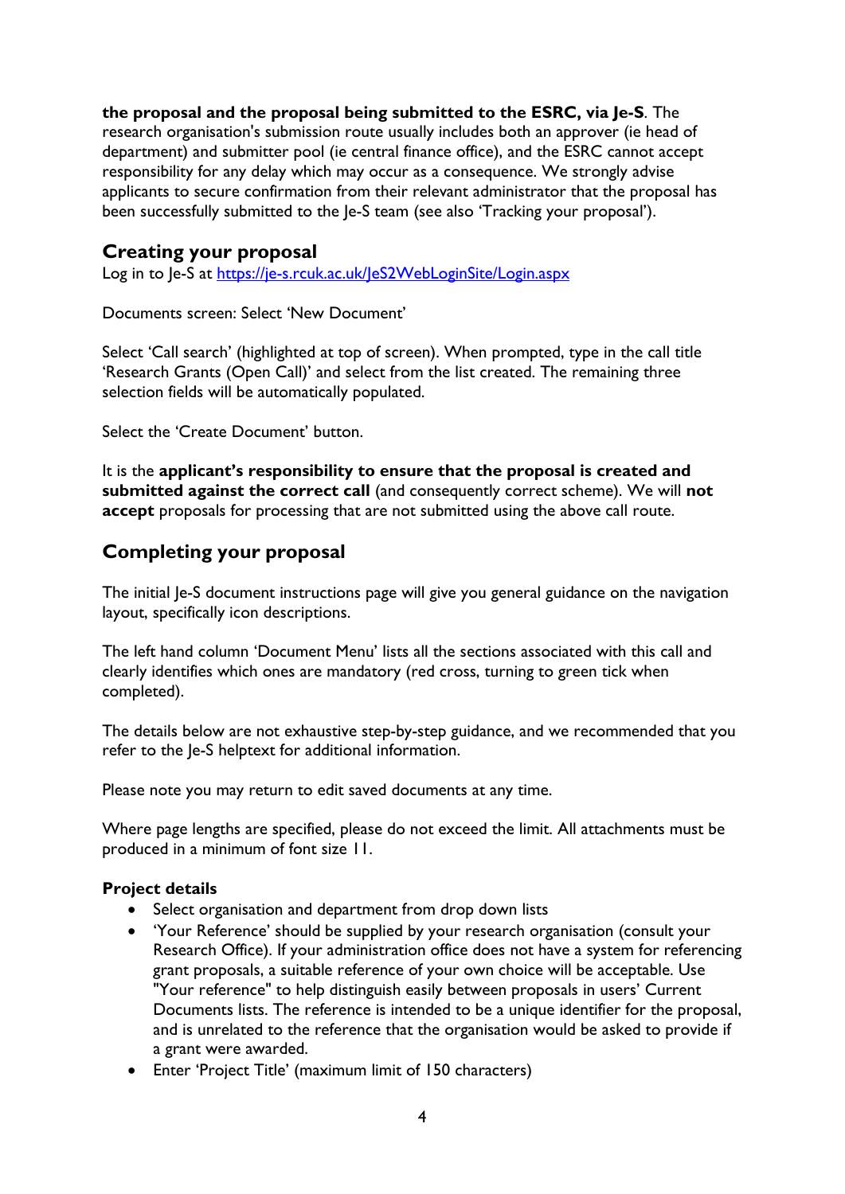**the proposal and the proposal being submitted to the ESRC, via Je-S**. The research organisation's submission route usually includes both an approver (ie head of department) and submitter pool (ie central finance office), and the ESRC cannot accept responsibility for any delay which may occur as a consequence. We strongly advise applicants to secure confirmation from their relevant administrator that the proposal has been successfully submitted to the Je-S team (see also 'Tracking your proposal').

## Creating your proposal

Log in to Je-S at [https://je-s.rcuk.ac.uk/JeS2WebLoginSite/Login.aspx](https://je-s.rcuk.ac.uk/JeS2WebLoginSite/Login.aspx)

Documents screen: Select 'New Document'

Select 'Call search' (highlighted at top of screen). When prompted, type in the call title 'Research Grants (Open Call)' and select from the list created. The remaining three selection fields will be automatically populated.

Select the 'Create Document' button.

It is the **applicant's responsibility to ensure that the proposal is created and submitted against the correct call** (and consequently correct scheme). We will **not accept** proposals for processing that are not submitted using the above call route.

## Completing your proposal

The initial Je-S document instructions page will give you general guidance on the navigation layout, specifically icon descriptions.

The left hand column 'Document Menu' lists all the sections associated with this call and clearly identifies which ones are mandatory (red cross, turning to green tick when completed).

The details below are not exhaustive step-by-step guidance, and we recommended that you refer to the Je-S helptext for additional information.

Please note you may return to edit saved documents at any time.

Where page lengths are specified, please do not exceed the limit. All attachments must be produced in a minimum of font size 11.

### Project details

- Select organisation and department from drop down lists
- 'Your Reference' should be supplied by your research organisation (consult your Research Office). If your administration office does not have a system for referencing grant proposals, a suitable reference of your own choice will be acceptable. Use "Your reference" to help distinguish easily between proposals in users' Current Documents lists. The reference is intended to be a unique identifier for the proposal, and is unrelated to the reference that the organisation would be asked to provide if a grant were awarded.
- Enter 'Project Title' (maximum limit of 150 characters)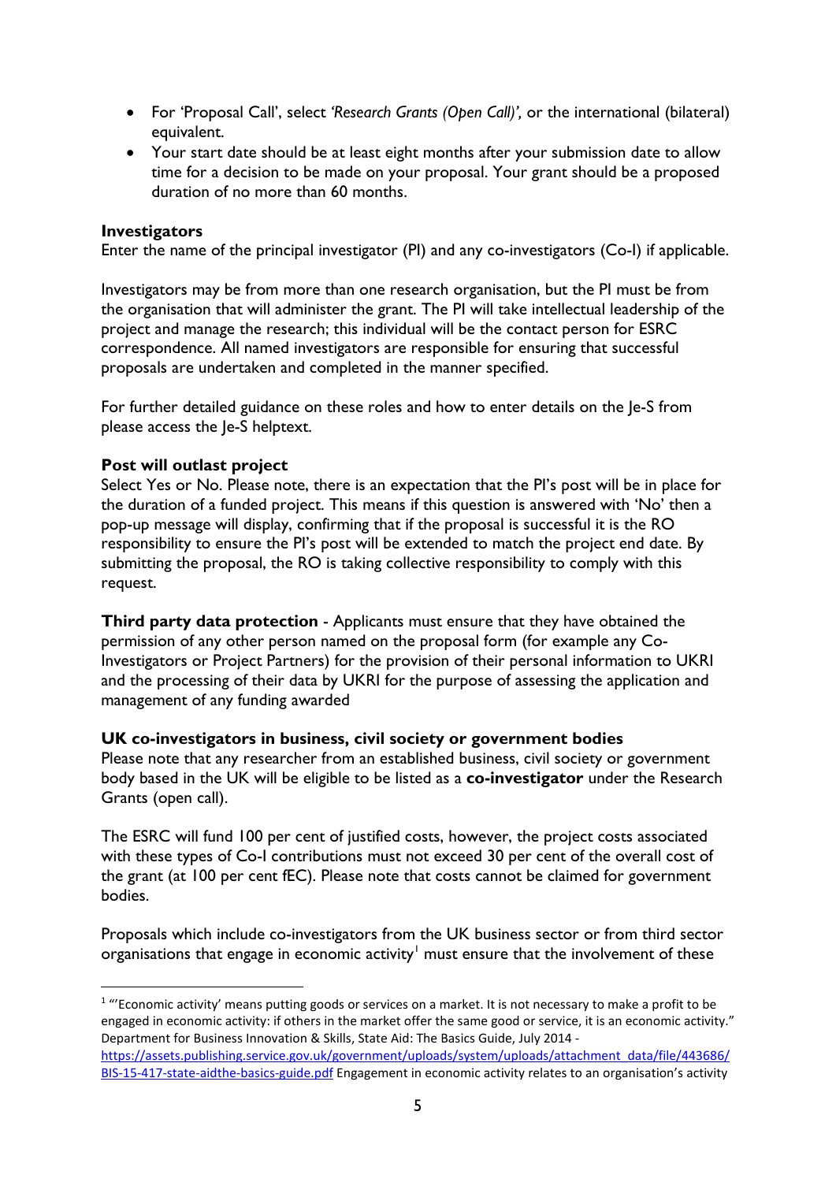- For 'Proposal Call', select *'Research Grants (Open Call)',* or the international (bilateral) equivalent.
- Your start date should be at least eight months after your submission date to allow time for a decision to be made on your proposal. Your grant should be a proposed duration of no more than 60 months.

**Investigators**

Enter the name of the principal investigator (PI) and any co-investigators (Co-I) if applicable.

Investigators may be from more than one research organisation, but the PI must be from the organisation that will administer the grant. The PI will take intellectual leadership of the project and manage the research; this individual will be the contact person for ESRC correspondence. All named investigators are responsible for ensuring that successful proposals are undertaken and completed in the manner specified.

For further detailed guidance on these roles and how to enter details on the Je-S from please access the Je-S helptext.

**Post will outlast project**

Select Yes or No. Please note, there is an expectation that the PI's post will be in place for the duration of a funded project. This means if this question is answered with 'No' then a pop-up message will display, confirming that if the proposal is successful it is the RO responsibility to ensure the PI's post will be extended to match the project end date. By submitting the proposal, the RO is taking collective responsibility to comply with this request.

**Third party data protection** - Applicants must ensure that they have obtained the permission of any other person named on the proposal form (for example any Co-Investigators or Project Partners) for the provision of their personal information to UKRI and the processing of their data by UKRI for the purpose of assessing the application and management of any funding awarded

**UK co-investigators in business, civil society or government bodies**

Please note that any researcher from an established business, civil society or government body based in the UK will be eligible to be listed as a **co-investigator** under the Research Grants (open call).

The ESRC will fund 100 per cent of justified costs, however, the project costs associated with these types of Co-I contributions must not exceed 30 per cent of the overall cost of the grant (at 100 per cent fEC). Please note that costs cannot be claimed for government bodies.

Proposals which include co-investigators from the UK business sector or from third sector organisations that engage in economic activity[1] must ensure that the involvement of these

---

[1] "'Economic activity' means putting goods or services on a market. It is not necessary to make a profit to be engaged in economic activity: if others in the market offer the same good or service, it is an economic activity." Department for Business Innovation & Skills, State Aid: The Basics Guide, July 2014 - [https://assets.publishing.service.gov.uk/government/uploads/system/uploads/attachment_data/file/443686/BIS-15-417-state-aidthe-basics-guide.pdf](https://assets.publishing.service.gov.uk/government/uploads/system/uploads/attachment_data/file/443686/BIS-15-417-state-aidthe-basics-guide.pdf) Engagement in economic activity relates to an organisation's activity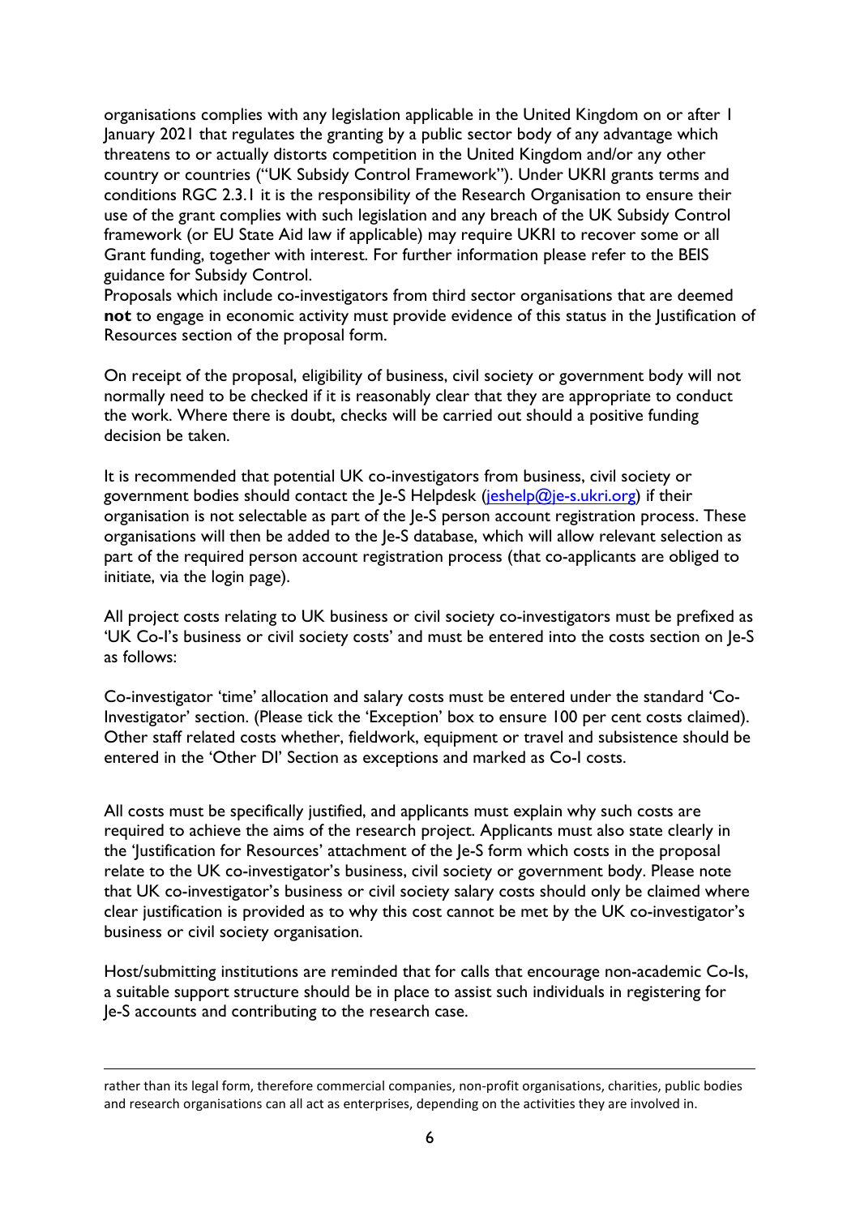organisations complies with any legislation applicable in the United Kingdom on or after 1 January 2021 that regulates the granting by a public sector body of any advantage which threatens to or actually distorts competition in the United Kingdom and/or any other country or countries ("UK Subsidy Control Framework"). Under UKRI grants terms and conditions RGC 2.3.1 it is the responsibility of the Research Organisation to ensure their use of the grant complies with such legislation and any breach of the UK Subsidy Control framework (or EU State Aid law if applicable) may require UKRI to recover some or all Grant funding, together with interest. For further information please refer to the BEIS guidance for Subsidy Control.

Proposals which include co-investigators from third sector organisations that are deemed **not** to engage in economic activity must provide evidence of this status in the Justification of Resources section of the proposal form.

On receipt of the proposal, eligibility of business, civil society or government body will not normally need to be checked if it is reasonably clear that they are appropriate to conduct the work. Where there is doubt, checks will be carried out should a positive funding decision be taken.

It is recommended that potential UK co-investigators from business, civil society or government bodies should contact the Je-S Helpdesk (jeshelp@je-s.ukri.org) if their organisation is not selectable as part of the Je-S person account registration process. These organisations will then be added to the Je-S database, which will allow relevant selection as part of the required person account registration process (that co-applicants are obliged to initiate, via the login page).

All project costs relating to UK business or civil society co-investigators must be prefixed as 'UK Co-I's business or civil society costs' and must be entered into the costs section on Je-S as follows:

Co-investigator 'time' allocation and salary costs must be entered under the standard 'Co-Investigator' section. (Please tick the 'Exception' box to ensure 100 per cent costs claimed). Other staff related costs whether, fieldwork, equipment or travel and subsistence should be entered in the 'Other DI' Section as exceptions and marked as Co-I costs.

All costs must be specifically justified, and applicants must explain why such costs are required to achieve the aims of the research project. Applicants must also state clearly in the 'Justification for Resources' attachment of the Je-S form which costs in the proposal relate to the UK co-investigator's business, civil society or government body. Please note that UK co-investigator's business or civil society salary costs should only be claimed where clear justification is provided as to why this cost cannot be met by the UK co-investigator's business or civil society organisation.

Host/submitting institutions are reminded that for calls that encourage non-academic Co-Is, a suitable support structure should be in place to assist such individuals in registering for Je-S accounts and contributing to the research case.

---

rather than its legal form, therefore commercial companies, non-profit organisations, charities, public bodies and research organisations can all act as enterprises, depending on the activities they are involved in.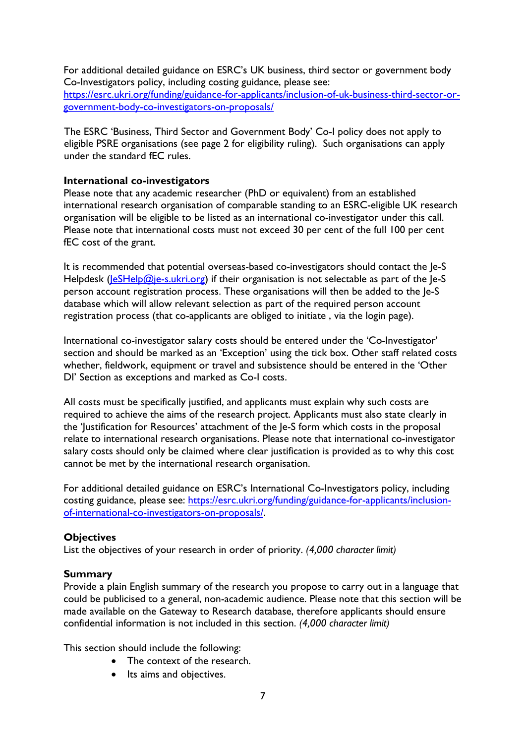For additional detailed guidance on ESRC's UK business, third sector or government body Co-Investigators policy, including costing guidance, please see: [https://esrc.ukri.org/funding/guidance-for-applicants/inclusion-of-uk-business-third-sector-or-government-body-co-investigators-on-proposals/](https://esrc.ukri.org/funding/guidance-for-applicants/inclusion-of-uk-business-third-sector-or-government-body-co-investigators-on-proposals/)

The ESRC 'Business, Third Sector and Government Body' Co-I policy does not apply to eligible PSRE organisations (see page 2 for eligibility ruling). Such organisations can apply under the standard fEC rules.

**International co-investigators**

Please note that any academic researcher (PhD or equivalent) from an established international research organisation of comparable standing to an ESRC-eligible UK research organisation will be eligible to be listed as an international co-investigator under this call. Please note that international costs must not exceed 30 per cent of the full 100 per cent fEC cost of the grant.

It is recommended that potential overseas-based co-investigators should contact the Je-S Helpdesk ([JeSHelp@je-s.ukri.org](mailto:JeSHelp@je-s.ukri.org)) if their organisation is not selectable as part of the Je-S person account registration process. These organisations will then be added to the Je-S database which will allow relevant selection as part of the required person account registration process (that co-applicants are obliged to initiate , via the login page).

International co-investigator salary costs should be entered under the 'Co-Investigator' section and should be marked as an 'Exception' using the tick box. Other staff related costs whether, fieldwork, equipment or travel and subsistence should be entered in the 'Other DI' Section as exceptions and marked as Co-I costs.

All costs must be specifically justified, and applicants must explain why such costs are required to achieve the aims of the research project. Applicants must also state clearly in the 'Justification for Resources' attachment of the Je-S form which costs in the proposal relate to international research organisations. Please note that international co-investigator salary costs should only be claimed where clear justification is provided as to why this cost cannot be met by the international research organisation.

For additional detailed guidance on ESRC's International Co-Investigators policy, including costing guidance, please see: [https://esrc.ukri.org/funding/guidance-for-applicants/inclusion-of-international-co-investigators-on-proposals/](https://esrc.ukri.org/funding/guidance-for-applicants/inclusion-of-international-co-investigators-on-proposals/).

**Objectives**

List the objectives of your research in order of priority. *(4,000 character limit)*

**Summary**

Provide a plain English summary of the research you propose to carry out in a language that could be publicised to a general, non-academic audience. Please note that this section will be made available on the Gateway to Research database, therefore applicants should ensure confidential information is not included in this section. *(4,000 character limit)*

This section should include the following:

- The context of the research.
- Its aims and objectives.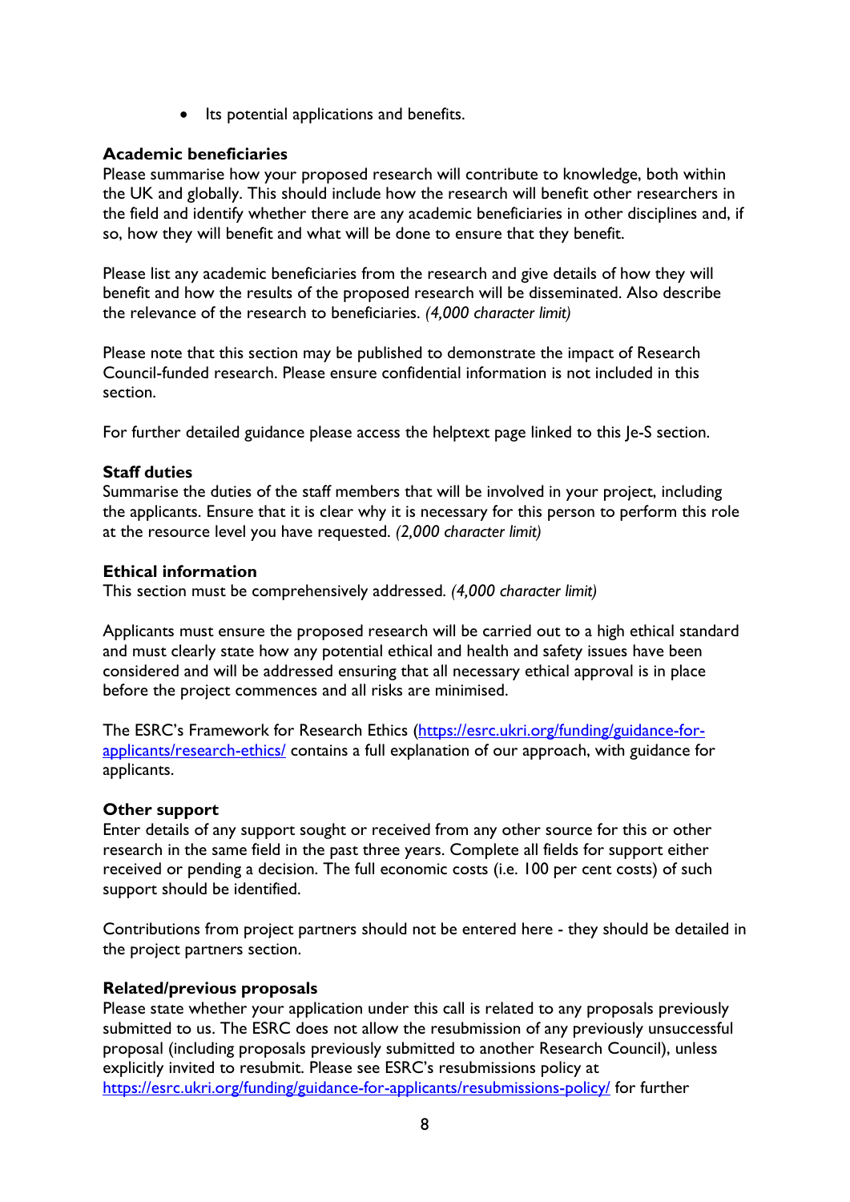- Its potential applications and benefits.

**Academic beneficiaries**
Please summarise how your proposed research will contribute to knowledge, both within the UK and globally. This should include how the research will benefit other researchers in the field and identify whether there are any academic beneficiaries in other disciplines and, if so, how they will benefit and what will be done to ensure that they benefit.

Please list any academic beneficiaries from the research and give details of how they will benefit and how the results of the proposed research will be disseminated. Also describe the relevance of the research to beneficiaries. *(4,000 character limit)*

Please note that this section may be published to demonstrate the impact of Research Council-funded research. Please ensure confidential information is not included in this section.

For further detailed guidance please access the helptext page linked to this Je-S section.

**Staff duties**
Summarise the duties of the staff members that will be involved in your project, including the applicants. Ensure that it is clear why it is necessary for this person to perform this role at the resource level you have requested. *(2,000 character limit)*

**Ethical information**
This section must be comprehensively addressed. *(4,000 character limit)*

Applicants must ensure the proposed research will be carried out to a high ethical standard and must clearly state how any potential ethical and health and safety issues have been considered and will be addressed ensuring that all necessary ethical approval is in place before the project commences and all risks are minimised.

The ESRC's Framework for Research Ethics (https://esrc.ukri.org/funding/guidance-for-applicants/research-ethics/ contains a full explanation of our approach, with guidance for applicants.

**Other support**
Enter details of any support sought or received from any other source for this or other research in the same field in the past three years. Complete all fields for support either received or pending a decision. The full economic costs (i.e. 100 per cent costs) of such support should be identified.

Contributions from project partners should not be entered here - they should be detailed in the project partners section.

**Related/previous proposals**
Please state whether your application under this call is related to any proposals previously submitted to us. The ESRC does not allow the resubmission of any previously unsuccessful proposal (including proposals previously submitted to another Research Council), unless explicitly invited to resubmit. Please see ESRC's resubmissions policy at https://esrc.ukri.org/funding/guidance-for-applicants/resubmissions-policy/ for further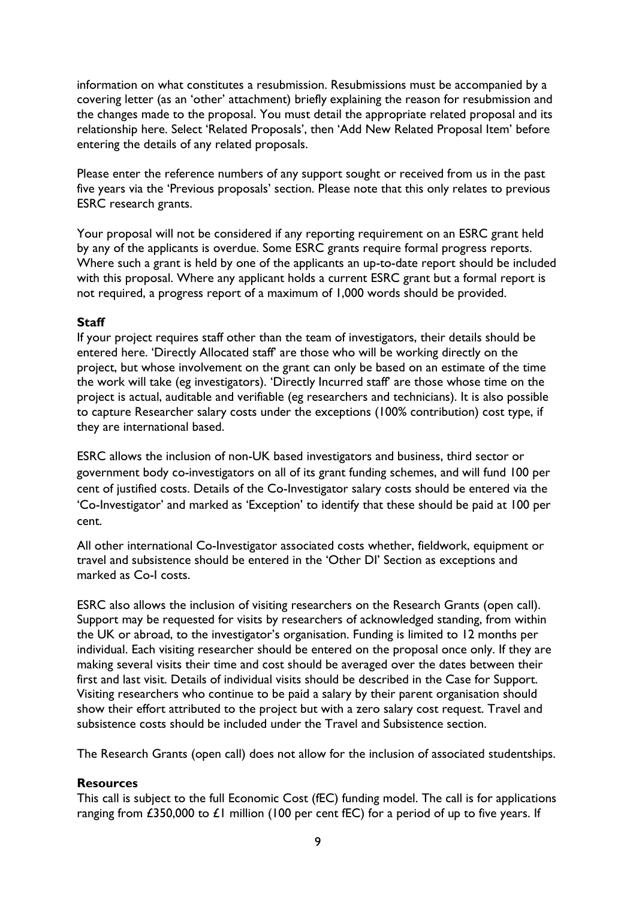information on what constitutes a resubmission. Resubmissions must be accompanied by a covering letter (as an 'other' attachment) briefly explaining the reason for resubmission and the changes made to the proposal. You must detail the appropriate related proposal and its relationship here. Select 'Related Proposals', then 'Add New Related Proposal Item' before entering the details of any related proposals.

Please enter the reference numbers of any support sought or received from us in the past five years via the 'Previous proposals' section. Please note that this only relates to previous ESRC research grants.

Your proposal will not be considered if any reporting requirement on an ESRC grant held by any of the applicants is overdue. Some ESRC grants require formal progress reports. Where such a grant is held by one of the applicants an up-to-date report should be included with this proposal. Where any applicant holds a current ESRC grant but a formal report is not required, a progress report of a maximum of 1,000 words should be provided.

**Staff**

If your project requires staff other than the team of investigators, their details should be entered here. 'Directly Allocated staff' are those who will be working directly on the project, but whose involvement on the grant can only be based on an estimate of the time the work will take (eg investigators). 'Directly Incurred staff' are those whose time on the project is actual, auditable and verifiable (eg researchers and technicians). It is also possible to capture Researcher salary costs under the exceptions (100% contribution) cost type, if they are international based.

ESRC allows the inclusion of non-UK based investigators and business, third sector or government body co-investigators on all of its grant funding schemes, and will fund 100 per cent of justified costs. Details of the Co-Investigator salary costs should be entered via the 'Co-Investigator' and marked as 'Exception' to identify that these should be paid at 100 per cent.

All other international Co-Investigator associated costs whether, fieldwork, equipment or travel and subsistence should be entered in the 'Other DI' Section as exceptions and marked as Co-I costs.

ESRC also allows the inclusion of visiting researchers on the Research Grants (open call). Support may be requested for visits by researchers of acknowledged standing, from within the UK or abroad, to the investigator's organisation. Funding is limited to 12 months per individual. Each visiting researcher should be entered on the proposal once only. If they are making several visits their time and cost should be averaged over the dates between their first and last visit. Details of individual visits should be described in the Case for Support. Visiting researchers who continue to be paid a salary by their parent organisation should show their effort attributed to the project but with a zero salary cost request. Travel and subsistence costs should be included under the Travel and Subsistence section.

The Research Grants (open call) does not allow for the inclusion of associated studentships.

**Resources**

This call is subject to the full Economic Cost (fEC) funding model. The call is for applications ranging from £350,000 to £1 million (100 per cent fEC) for a period of up to five years. If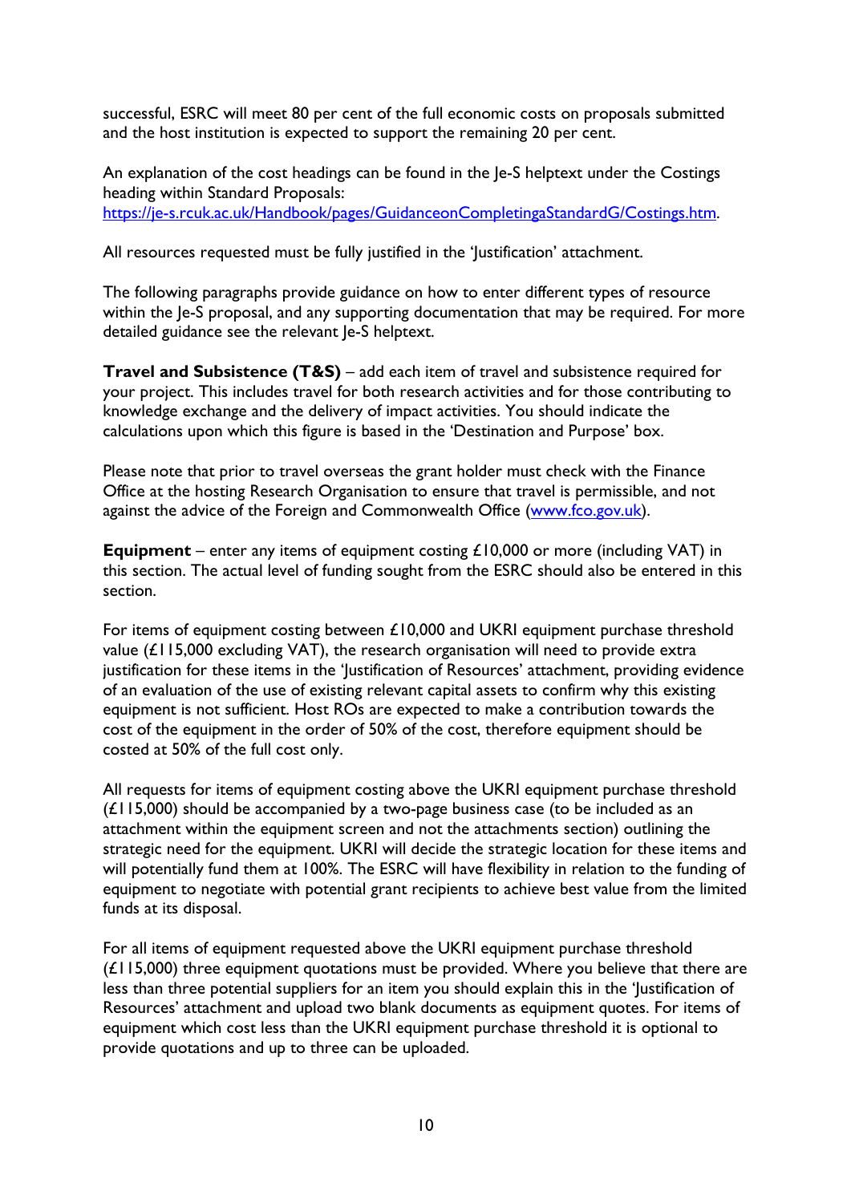successful, ESRC will meet 80 per cent of the full economic costs on proposals submitted and the host institution is expected to support the remaining 20 per cent.

An explanation of the cost headings can be found in the Je-S helptext under the Costings heading within Standard Proposals: https://je-s.rcuk.ac.uk/Handbook/pages/GuidanceonCompletingaStandardG/Costings.htm.

All resources requested must be fully justified in the 'Justification' attachment.

The following paragraphs provide guidance on how to enter different types of resource within the Je-S proposal, and any supporting documentation that may be required. For more detailed guidance see the relevant Je-S helptext.

**Travel and Subsistence (T&S)** – add each item of travel and subsistence required for your project. This includes travel for both research activities and for those contributing to knowledge exchange and the delivery of impact activities. You should indicate the calculations upon which this figure is based in the 'Destination and Purpose' box.

Please note that prior to travel overseas the grant holder must check with the Finance Office at the hosting Research Organisation to ensure that travel is permissible, and not against the advice of the Foreign and Commonwealth Office (www.fco.gov.uk).

**Equipment** – enter any items of equipment costing £10,000 or more (including VAT) in this section. The actual level of funding sought from the ESRC should also be entered in this section.

For items of equipment costing between £10,000 and UKRI equipment purchase threshold value (£115,000 excluding VAT), the research organisation will need to provide extra justification for these items in the 'Justification of Resources' attachment, providing evidence of an evaluation of the use of existing relevant capital assets to confirm why this existing equipment is not sufficient. Host ROs are expected to make a contribution towards the cost of the equipment in the order of 50% of the cost, therefore equipment should be costed at 50% of the full cost only.

All requests for items of equipment costing above the UKRI equipment purchase threshold (£115,000) should be accompanied by a two-page business case (to be included as an attachment within the equipment screen and not the attachments section) outlining the strategic need for the equipment. UKRI will decide the strategic location for these items and will potentially fund them at 100%. The ESRC will have flexibility in relation to the funding of equipment to negotiate with potential grant recipients to achieve best value from the limited funds at its disposal.

For all items of equipment requested above the UKRI equipment purchase threshold (£115,000) three equipment quotations must be provided. Where you believe that there are less than three potential suppliers for an item you should explain this in the 'Justification of Resources' attachment and upload two blank documents as equipment quotes. For items of equipment which cost less than the UKRI equipment purchase threshold it is optional to provide quotations and up to three can be uploaded.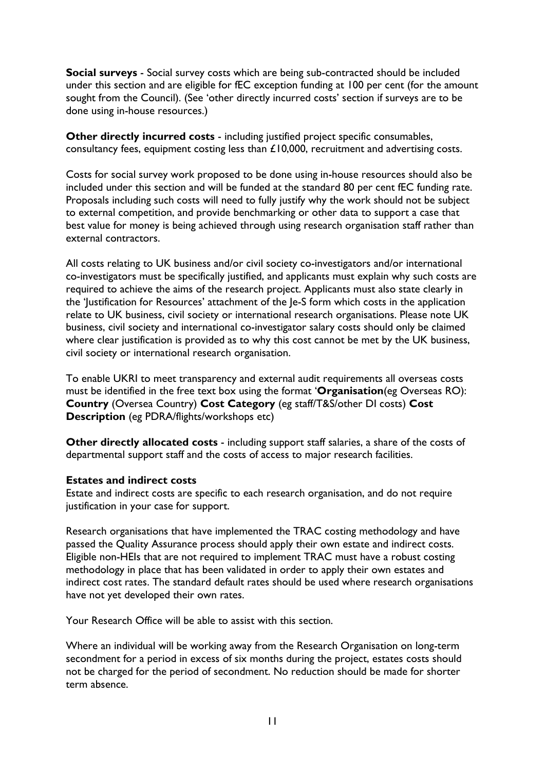**Social surveys** - Social survey costs which are being sub-contracted should be included under this section and are eligible for fEC exception funding at 100 per cent (for the amount sought from the Council). (See 'other directly incurred costs' section if surveys are to be done using in-house resources.)

**Other directly incurred costs** - including justified project specific consumables, consultancy fees, equipment costing less than £10,000, recruitment and advertising costs.

Costs for social survey work proposed to be done using in-house resources should also be included under this section and will be funded at the standard 80 per cent fEC funding rate. Proposals including such costs will need to fully justify why the work should not be subject to external competition, and provide benchmarking or other data to support a case that best value for money is being achieved through using research organisation staff rather than external contractors.

All costs relating to UK business and/or civil society co-investigators and/or international co-investigators must be specifically justified, and applicants must explain why such costs are required to achieve the aims of the research project. Applicants must also state clearly in the 'Justification for Resources' attachment of the Je-S form which costs in the application relate to UK business, civil society or international research organisations. Please note UK business, civil society and international co-investigator salary costs should only be claimed where clear justification is provided as to why this cost cannot be met by the UK business, civil society or international research organisation.

To enable UKRI to meet transparency and external audit requirements all overseas costs must be identified in the free text box using the format '**Organisation**(eg Overseas RO): **Country** (Oversea Country) **Cost Category** (eg staff/T&S/other DI costs) **Cost Description** (eg PDRA/flights/workshops etc)

**Other directly allocated costs** - including support staff salaries, a share of the costs of departmental support staff and the costs of access to major research facilities.

**Estates and indirect costs**

Estate and indirect costs are specific to each research organisation, and do not require justification in your case for support.

Research organisations that have implemented the TRAC costing methodology and have passed the Quality Assurance process should apply their own estate and indirect costs. Eligible non-HEIs that are not required to implement TRAC must have a robust costing methodology in place that has been validated in order to apply their own estates and indirect cost rates. The standard default rates should be used where research organisations have not yet developed their own rates.

Your Research Office will be able to assist with this section.

Where an individual will be working away from the Research Organisation on long-term secondment for a period in excess of six months during the project, estates costs should not be charged for the period of secondment. No reduction should be made for shorter term absence.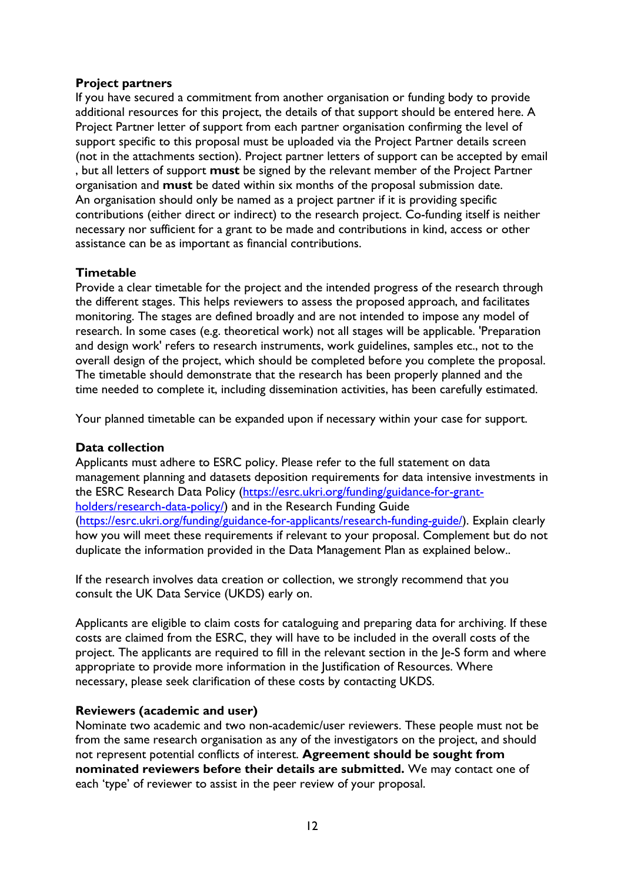**Project partners**

If you have secured a commitment from another organisation or funding body to provide additional resources for this project, the details of that support should be entered here. A Project Partner letter of support from each partner organisation confirming the level of support specific to this proposal must be uploaded via the Project Partner details screen (not in the attachments section). Project partner letters of support can be accepted by email , but all letters of support **must** be signed by the relevant member of the Project Partner organisation and **must** be dated within six months of the proposal submission date. An organisation should only be named as a project partner if it is providing specific contributions (either direct or indirect) to the research project. Co-funding itself is neither necessary nor sufficient for a grant to be made and contributions in kind, access or other assistance can be as important as financial contributions.

**Timetable**

Provide a clear timetable for the project and the intended progress of the research through the different stages. This helps reviewers to assess the proposed approach, and facilitates monitoring. The stages are defined broadly and are not intended to impose any model of research. In some cases (e.g. theoretical work) not all stages will be applicable. 'Preparation and design work' refers to research instruments, work guidelines, samples etc., not to the overall design of the project, which should be completed before you complete the proposal. The timetable should demonstrate that the research has been properly planned and the time needed to complete it, including dissemination activities, has been carefully estimated.

Your planned timetable can be expanded upon if necessary within your case for support.

**Data collection**

Applicants must adhere to ESRC policy. Please refer to the full statement on data management planning and datasets deposition requirements for data intensive investments in the ESRC Research Data Policy ([https://esrc.ukri.org/funding/guidance-for-grant-holders/research-data-policy/](https://esrc.ukri.org/funding/guidance-for-grant-holders/research-data-policy/)) and in the Research Funding Guide ([https://esrc.ukri.org/funding/guidance-for-applicants/research-funding-guide/](https://esrc.ukri.org/funding/guidance-for-applicants/research-funding-guide/)). Explain clearly how you will meet these requirements if relevant to your proposal. Complement but do not duplicate the information provided in the Data Management Plan as explained below..

If the research involves data creation or collection, we strongly recommend that you consult the UK Data Service (UKDS) early on.

Applicants are eligible to claim costs for cataloguing and preparing data for archiving. If these costs are claimed from the ESRC, they will have to be included in the overall costs of the project. The applicants are required to fill in the relevant section in the Je-S form and where appropriate to provide more information in the Justification of Resources. Where necessary, please seek clarification of these costs by contacting UKDS.

**Reviewers (academic and user)**

Nominate two academic and two non-academic/user reviewers. These people must not be from the same research organisation as any of the investigators on the project, and should not represent potential conflicts of interest. **Agreement should be sought from nominated reviewers before their details are submitted.** We may contact one of each 'type' of reviewer to assist in the peer review of your proposal.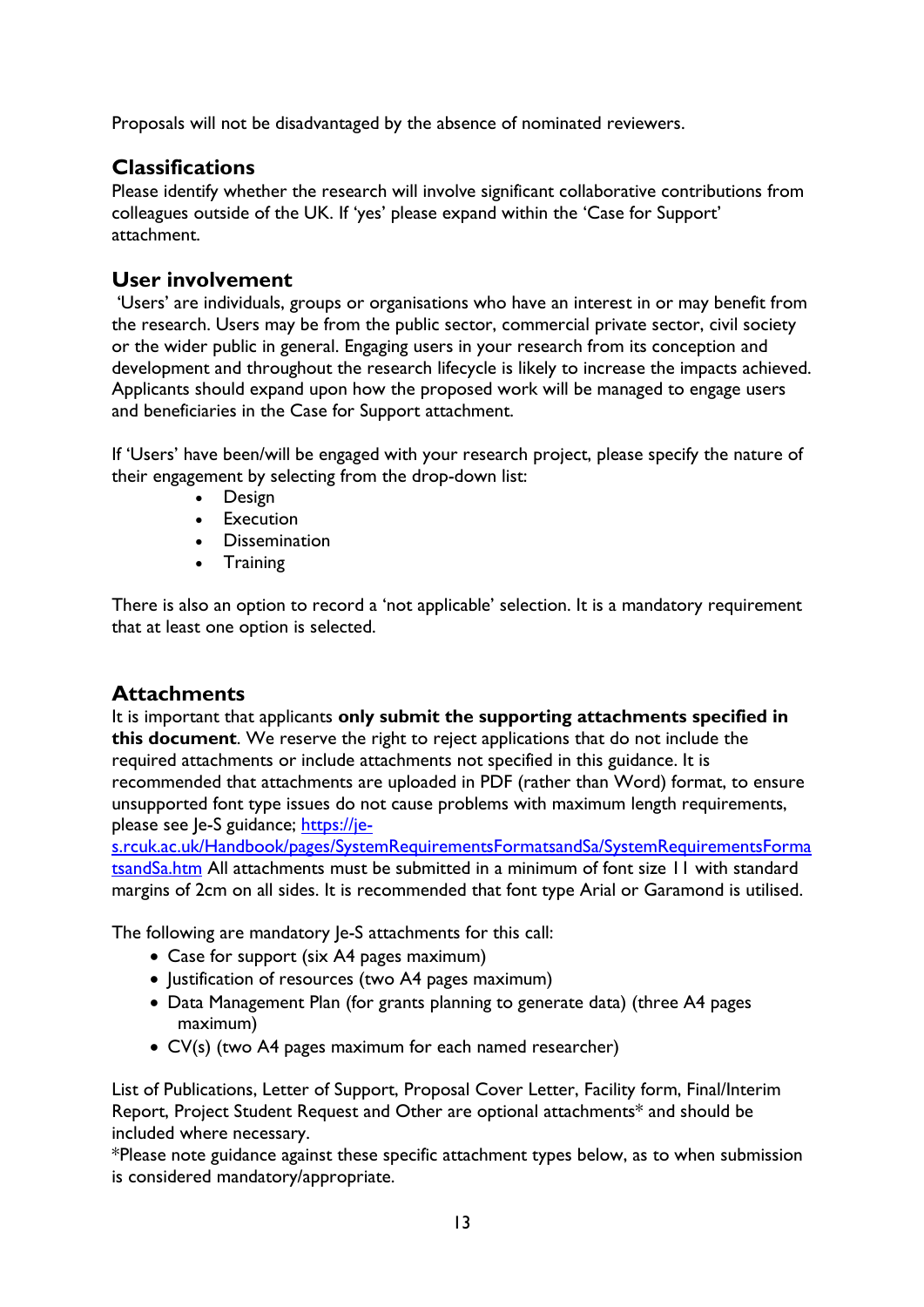Proposals will not be disadvantaged by the absence of nominated reviewers.

## Classifications

Please identify whether the research will involve significant collaborative contributions from colleagues outside of the UK. If 'yes' please expand within the 'Case for Support' attachment.

## User involvement

'Users' are individuals, groups or organisations who have an interest in or may benefit from the research. Users may be from the public sector, commercial private sector, civil society or the wider public in general. Engaging users in your research from its conception and development and throughout the research lifecycle is likely to increase the impacts achieved. Applicants should expand upon how the proposed work will be managed to engage users and beneficiaries in the Case for Support attachment.

If 'Users' have been/will be engaged with your research project, please specify the nature of their engagement by selecting from the drop-down list:

- Design
- Execution
- Dissemination
- Training

There is also an option to record a 'not applicable' selection. It is a mandatory requirement that at least one option is selected.

## Attachments

It is important that applicants **only submit the supporting attachments specified in this document**. We reserve the right to reject applications that do not include the required attachments or include attachments not specified in this guidance. It is recommended that attachments are uploaded in PDF (rather than Word) format, to ensure unsupported font type issues do not cause problems with maximum length requirements, please see Je-S guidance; [https://je-s.rcuk.ac.uk/Handbook/pages/SystemRequirementsFormatsandSa/SystemRequirementsFormatsandSa.htm](https://je-s.rcuk.ac.uk/Handbook/pages/SystemRequirementsFormatsandSa/SystemRequirementsFormatsandSa.htm) All attachments must be submitted in a minimum of font size 11 with standard margins of 2cm on all sides. It is recommended that font type Arial or Garamond is utilised.

The following are mandatory Je-S attachments for this call:

- Case for support (six A4 pages maximum)
- Justification of resources (two A4 pages maximum)
- Data Management Plan (for grants planning to generate data) (three A4 pages maximum)
- CV(s) (two A4 pages maximum for each named researcher)

List of Publications, Letter of Support, Proposal Cover Letter, Facility form, Final/Interim Report, Project Student Request and Other are optional attachments* and should be included where necessary.

*Please note guidance against these specific attachment types below, as to when submission is considered mandatory/appropriate.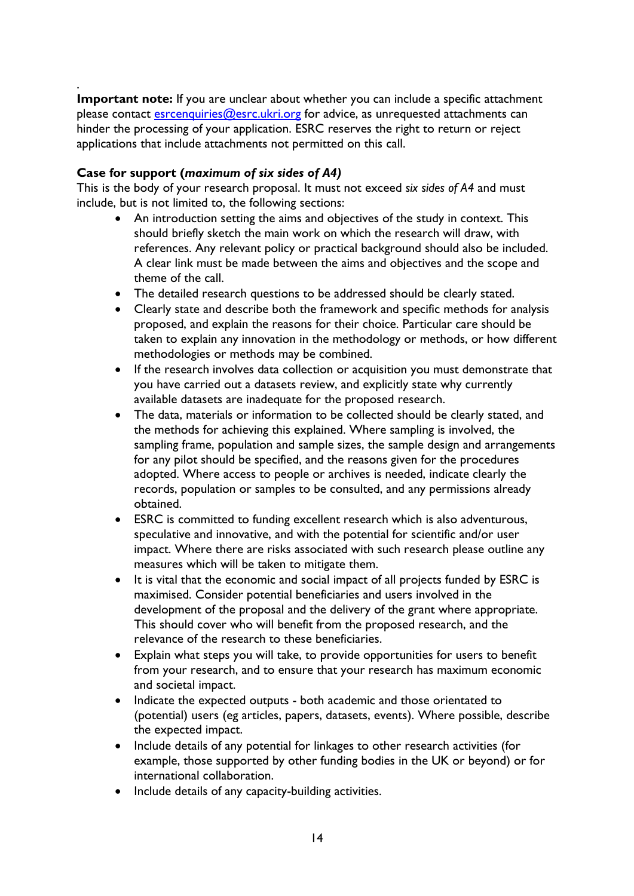.
**Important note:** If you are unclear about whether you can include a specific attachment please contact esrcenquiries@esrc.ukri.org for advice, as unrequested attachments can hinder the processing of your application. ESRC reserves the right to return or reject applications that include attachments not permitted on this call.

**Case for support (*maximum of six sides of A4)***

This is the body of your research proposal. It must not exceed *six sides of A4* and must include, but is not limited to, the following sections:

- An introduction setting the aims and objectives of the study in context. This should briefly sketch the main work on which the research will draw, with references. Any relevant policy or practical background should also be included. A clear link must be made between the aims and objectives and the scope and theme of the call.
- The detailed research questions to be addressed should be clearly stated.
- Clearly state and describe both the framework and specific methods for analysis proposed, and explain the reasons for their choice. Particular care should be taken to explain any innovation in the methodology or methods, or how different methodologies or methods may be combined.
- If the research involves data collection or acquisition you must demonstrate that you have carried out a datasets review, and explicitly state why currently available datasets are inadequate for the proposed research.
- The data, materials or information to be collected should be clearly stated, and the methods for achieving this explained. Where sampling is involved, the sampling frame, population and sample sizes, the sample design and arrangements for any pilot should be specified, and the reasons given for the procedures adopted. Where access to people or archives is needed, indicate clearly the records, population or samples to be consulted, and any permissions already obtained.
- ESRC is committed to funding excellent research which is also adventurous, speculative and innovative, and with the potential for scientific and/or user impact. Where there are risks associated with such research please outline any measures which will be taken to mitigate them.
- It is vital that the economic and social impact of all projects funded by ESRC is maximised. Consider potential beneficiaries and users involved in the development of the proposal and the delivery of the grant where appropriate. This should cover who will benefit from the proposed research, and the relevance of the research to these beneficiaries.
- Explain what steps you will take, to provide opportunities for users to benefit from your research, and to ensure that your research has maximum economic and societal impact.
- Indicate the expected outputs - both academic and those orientated to (potential) users (eg articles, papers, datasets, events). Where possible, describe the expected impact.
- Include details of any potential for linkages to other research activities (for example, those supported by other funding bodies in the UK or beyond) or for international collaboration.
- Include details of any capacity-building activities.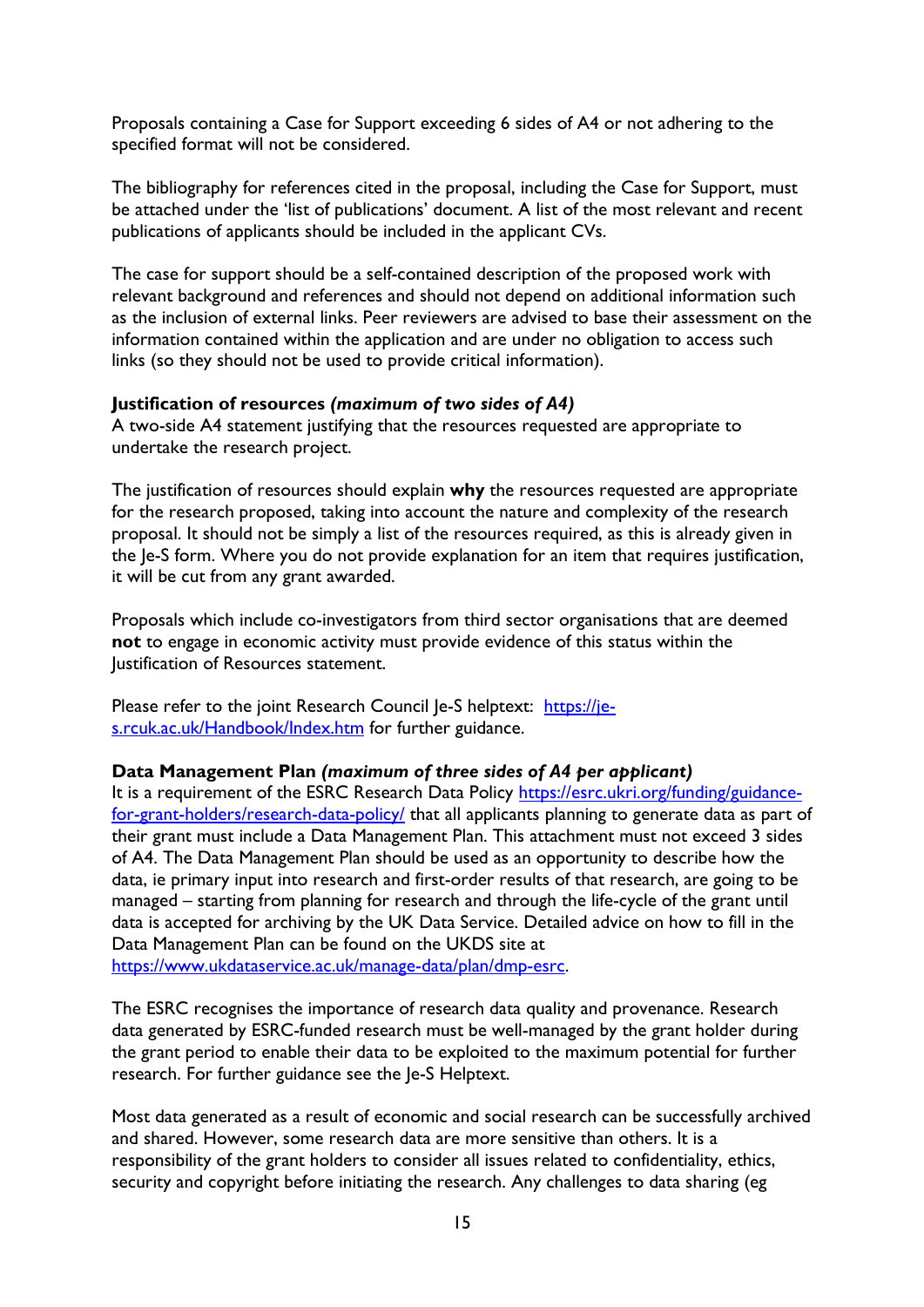Proposals containing a Case for Support exceeding 6 sides of A4 or not adhering to the specified format will not be considered.

The bibliography for references cited in the proposal, including the Case for Support, must be attached under the 'list of publications' document. A list of the most relevant and recent publications of applicants should be included in the applicant CVs.

The case for support should be a self-contained description of the proposed work with relevant background and references and should not depend on additional information such as the inclusion of external links. Peer reviewers are advised to base their assessment on the information contained within the application and are under no obligation to access such links (so they should not be used to provide critical information).

**Justification of resources *(maximum of two sides of A4)***

A two-side A4 statement justifying that the resources requested are appropriate to undertake the research project.

The justification of resources should explain **why** the resources requested are appropriate for the research proposed, taking into account the nature and complexity of the research proposal. It should not be simply a list of the resources required, as this is already given in the Je-S form. Where you do not provide explanation for an item that requires justification, it will be cut from any grant awarded.

Proposals which include co-investigators from third sector organisations that are deemed **not** to engage in economic activity must provide evidence of this status within the Justification of Resources statement.

Please refer to the joint Research Council Je-S helptext: [https://je-s.rcuk.ac.uk/Handbook/Index.htm](https://je-s.rcuk.ac.uk/Handbook/Index.htm) for further guidance.

**Data Management Plan *(maximum of three sides of A4 per applicant)***

It is a requirement of the ESRC Research Data Policy [https://esrc.ukri.org/funding/guidance-for-grant-holders/research-data-policy/](https://esrc.ukri.org/funding/guidance-for-grant-holders/research-data-policy/) that all applicants planning to generate data as part of their grant must include a Data Management Plan. This attachment must not exceed 3 sides of A4. The Data Management Plan should be used as an opportunity to describe how the data, ie primary input into research and first-order results of that research, are going to be managed – starting from planning for research and through the life-cycle of the grant until data is accepted for archiving by the UK Data Service. Detailed advice on how to fill in the Data Management Plan can be found on the UKDS site at [https://www.ukdataservice.ac.uk/manage-data/plan/dmp-esrc](https://www.ukdataservice.ac.uk/manage-data/plan/dmp-esrc).

The ESRC recognises the importance of research data quality and provenance. Research data generated by ESRC-funded research must be well-managed by the grant holder during the grant period to enable their data to be exploited to the maximum potential for further research. For further guidance see the Je-S Helptext.

Most data generated as a result of economic and social research can be successfully archived and shared. However, some research data are more sensitive than others. It is a responsibility of the grant holders to consider all issues related to confidentiality, ethics, security and copyright before initiating the research. Any challenges to data sharing (eg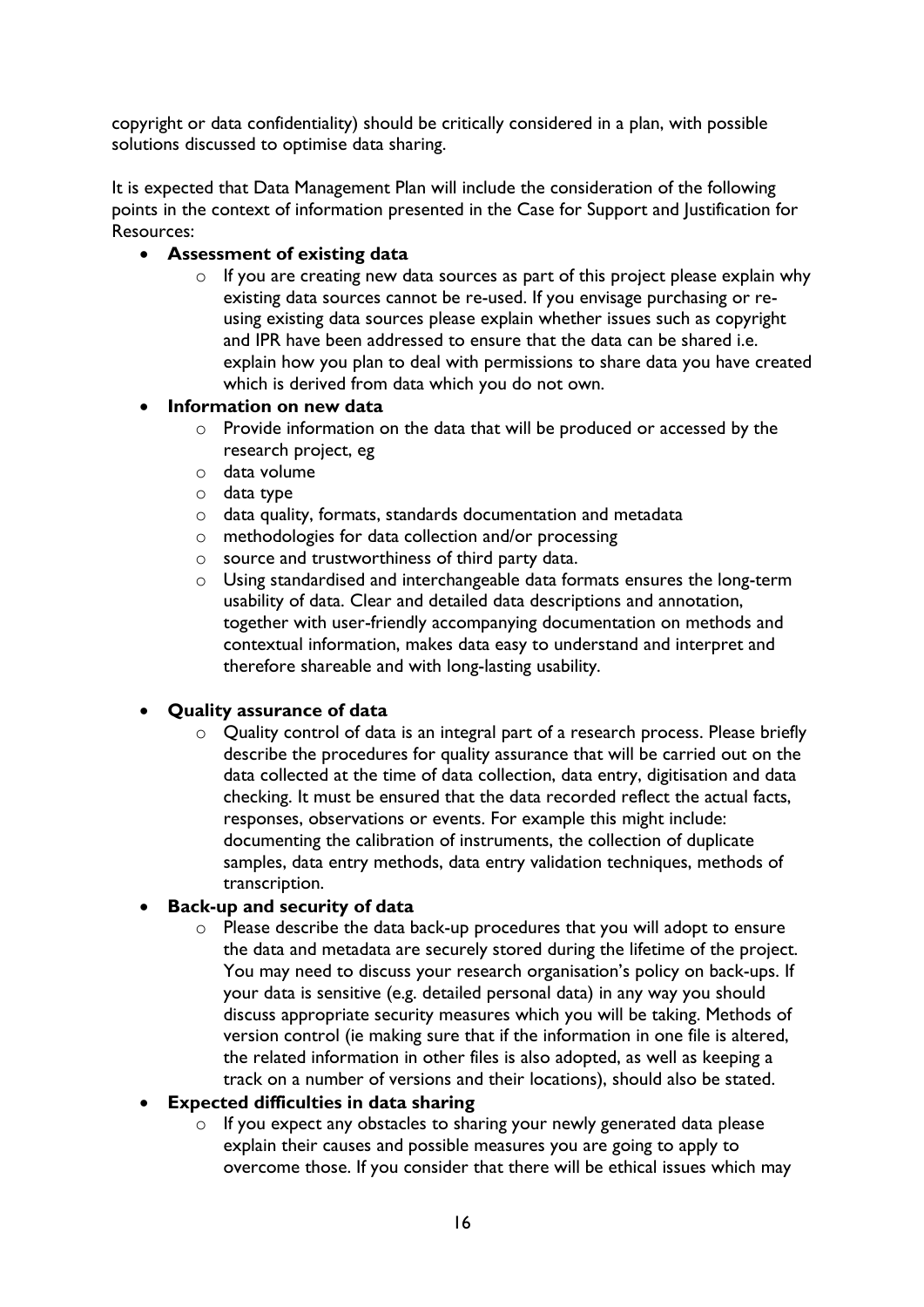copyright or data confidentiality) should be critically considered in a plan, with possible solutions discussed to optimise data sharing.

It is expected that Data Management Plan will include the consideration of the following points in the context of information presented in the Case for Support and Justification for Resources:

- **Assessment of existing data**
  - If you are creating new data sources as part of this project please explain why existing data sources cannot be re-used. If you envisage purchasing or re-using existing data sources please explain whether issues such as copyright and IPR have been addressed to ensure that the data can be shared i.e. explain how you plan to deal with permissions to share data you have created which is derived from data which you do not own.
- **Information on new data**
  - Provide information on the data that will be produced or accessed by the research project, eg
  - data volume
  - data type
  - data quality, formats, standards documentation and metadata
  - methodologies for data collection and/or processing
  - source and trustworthiness of third party data.
  - Using standardised and interchangeable data formats ensures the long-term usability of data. Clear and detailed data descriptions and annotation, together with user-friendly accompanying documentation on methods and contextual information, makes data easy to understand and interpret and therefore shareable and with long-lasting usability.
- **Quality assurance of data**
  - Quality control of data is an integral part of a research process. Please briefly describe the procedures for quality assurance that will be carried out on the data collected at the time of data collection, data entry, digitisation and data checking. It must be ensured that the data recorded reflect the actual facts, responses, observations or events. For example this might include: documenting the calibration of instruments, the collection of duplicate samples, data entry methods, data entry validation techniques, methods of transcription.
- **Back-up and security of data**
  - Please describe the data back-up procedures that you will adopt to ensure the data and metadata are securely stored during the lifetime of the project. You may need to discuss your research organisation's policy on back-ups. If your data is sensitive (e.g. detailed personal data) in any way you should discuss appropriate security measures which you will be taking. Methods of version control (ie making sure that if the information in one file is altered, the related information in other files is also adopted, as well as keeping a track on a number of versions and their locations), should also be stated.
- **Expected difficulties in data sharing**
  - If you expect any obstacles to sharing your newly generated data please explain their causes and possible measures you are going to apply to overcome those. If you consider that there will be ethical issues which may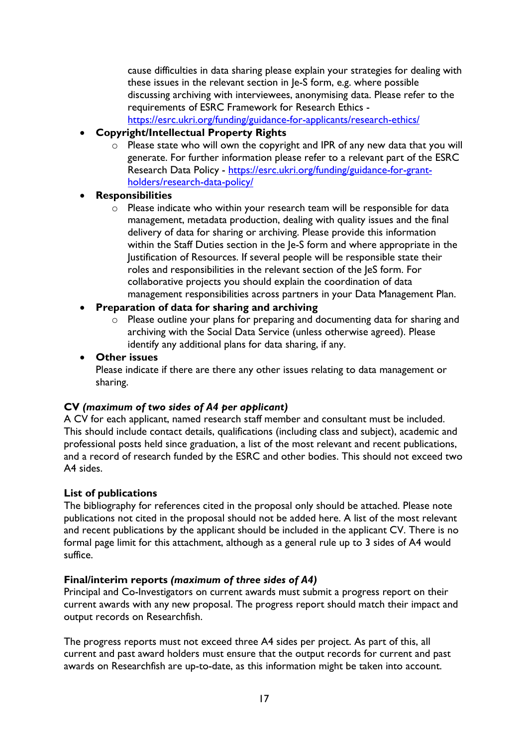cause difficulties in data sharing please explain your strategies for dealing with these issues in the relevant section in Je-S form, e.g. where possible discussing archiving with interviewees, anonymising data. Please refer to the requirements of ESRC Framework for Research Ethics - [https://esrc.ukri.org/funding/guidance-for-applicants/research-ethics/](https://esrc.ukri.org/funding/guidance-for-applicants/research-ethics/)

- **Copyright/Intellectual Property Rights**
  - Please state who will own the copyright and IPR of any new data that you will generate. For further information please refer to a relevant part of the ESRC Research Data Policy - [https://esrc.ukri.org/funding/guidance-for-grant-holders/research-data-policy/](https://esrc.ukri.org/funding/guidance-for-grant-holders/research-data-policy/)
- **Responsibilities**
  - Please indicate who within your research team will be responsible for data management, metadata production, dealing with quality issues and the final delivery of data for sharing or archiving. Please provide this information within the Staff Duties section in the Je-S form and where appropriate in the Justification of Resources. If several people will be responsible state their roles and responsibilities in the relevant section of the JeS form. For collaborative projects you should explain the coordination of data management responsibilities across partners in your Data Management Plan.
- **Preparation of data for sharing and archiving**
  - Please outline your plans for preparing and documenting data for sharing and archiving with the Social Data Service (unless otherwise agreed). Please identify any additional plans for data sharing, if any.
- **Other issues**

  Please indicate if there are there any other issues relating to data management or sharing.

**CV** ***(maximum of two sides of A4 per applicant)***

A CV for each applicant, named research staff member and consultant must be included. This should include contact details, qualifications (including class and subject), academic and professional posts held since graduation, a list of the most relevant and recent publications, and a record of research funded by the ESRC and other bodies. This should not exceed two A4 sides.

**List of publications**

The bibliography for references cited in the proposal only should be attached. Please note publications not cited in the proposal should not be added here. A list of the most relevant and recent publications by the applicant should be included in the applicant CV. There is no formal page limit for this attachment, although as a general rule up to 3 sides of A4 would suffice.

**Final/interim reports** ***(maximum of three sides of A4)***

Principal and Co-Investigators on current awards must submit a progress report on their current awards with any new proposal. The progress report should match their impact and output records on Researchfish.

The progress reports must not exceed three A4 sides per project. As part of this, all current and past award holders must ensure that the output records for current and past awards on Researchfish are up-to-date, as this information might be taken into account.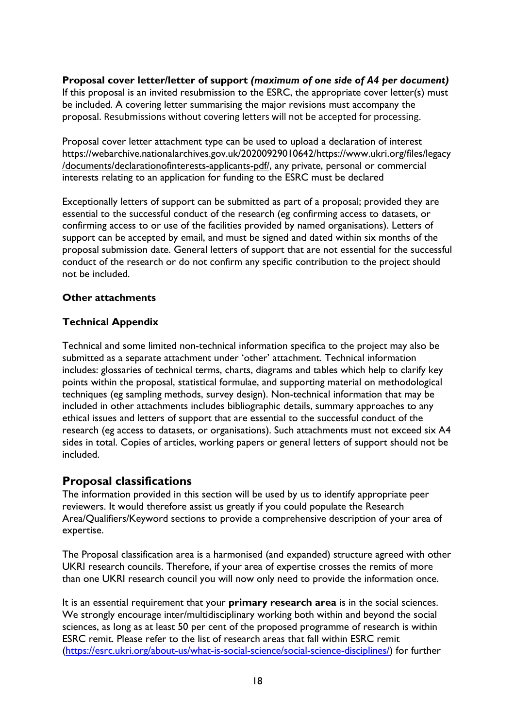**Proposal cover letter/letter of support *(maximum of one side of A4 per document)***
If this proposal is an invited resubmission to the ESRC, the appropriate cover letter(s) must be included. A covering letter summarising the major revisions must accompany the proposal. Resubmissions without covering letters will not be accepted for processing.

Proposal cover letter attachment type can be used to upload a declaration of interest https://webarchive.nationalarchives.gov.uk/20200929010642/https://www.ukri.org/files/legacy/documents/declarationofinterests-applicants-pdf/, any private, personal or commercial interests relating to an application for funding to the ESRC must be declared

Exceptionally letters of support can be submitted as part of a proposal; provided they are essential to the successful conduct of the research (eg confirming access to datasets, or confirming access to or use of the facilities provided by named organisations). Letters of support can be accepted by email, and must be signed and dated within six months of the proposal submission date. General letters of support that are not essential for the successful conduct of the research or do not confirm any specific contribution to the project should not be included.

**Other attachments**

**Technical Appendix**

Technical and some limited non-technical information specifica to the project may also be submitted as a separate attachment under 'other' attachment. Technical information includes: glossaries of technical terms, charts, diagrams and tables which help to clarify key points within the proposal, statistical formulae, and supporting material on methodological techniques (eg sampling methods, survey design). Non-technical information that may be included in other attachments includes bibliographic details, summary approaches to any ethical issues and letters of support that are essential to the successful conduct of the research (eg access to datasets, or organisations). Such attachments must not exceed six A4 sides in total. Copies of articles, working papers or general letters of support should not be included.

## Proposal classifications

The information provided in this section will be used by us to identify appropriate peer reviewers. It would therefore assist us greatly if you could populate the Research Area/Qualifiers/Keyword sections to provide a comprehensive description of your area of expertise.

The Proposal classification area is a harmonised (and expanded) structure agreed with other UKRI research councils. Therefore, if your area of expertise crosses the remits of more than one UKRI research council you will now only need to provide the information once.

It is an essential requirement that your **primary research area** is in the social sciences. We strongly encourage inter/multidisciplinary working both within and beyond the social sciences, as long as at least 50 per cent of the proposed programme of research is within ESRC remit. Please refer to the list of research areas that fall within ESRC remit (https://esrc.ukri.org/about-us/what-is-social-science/social-science-disciplines/) for further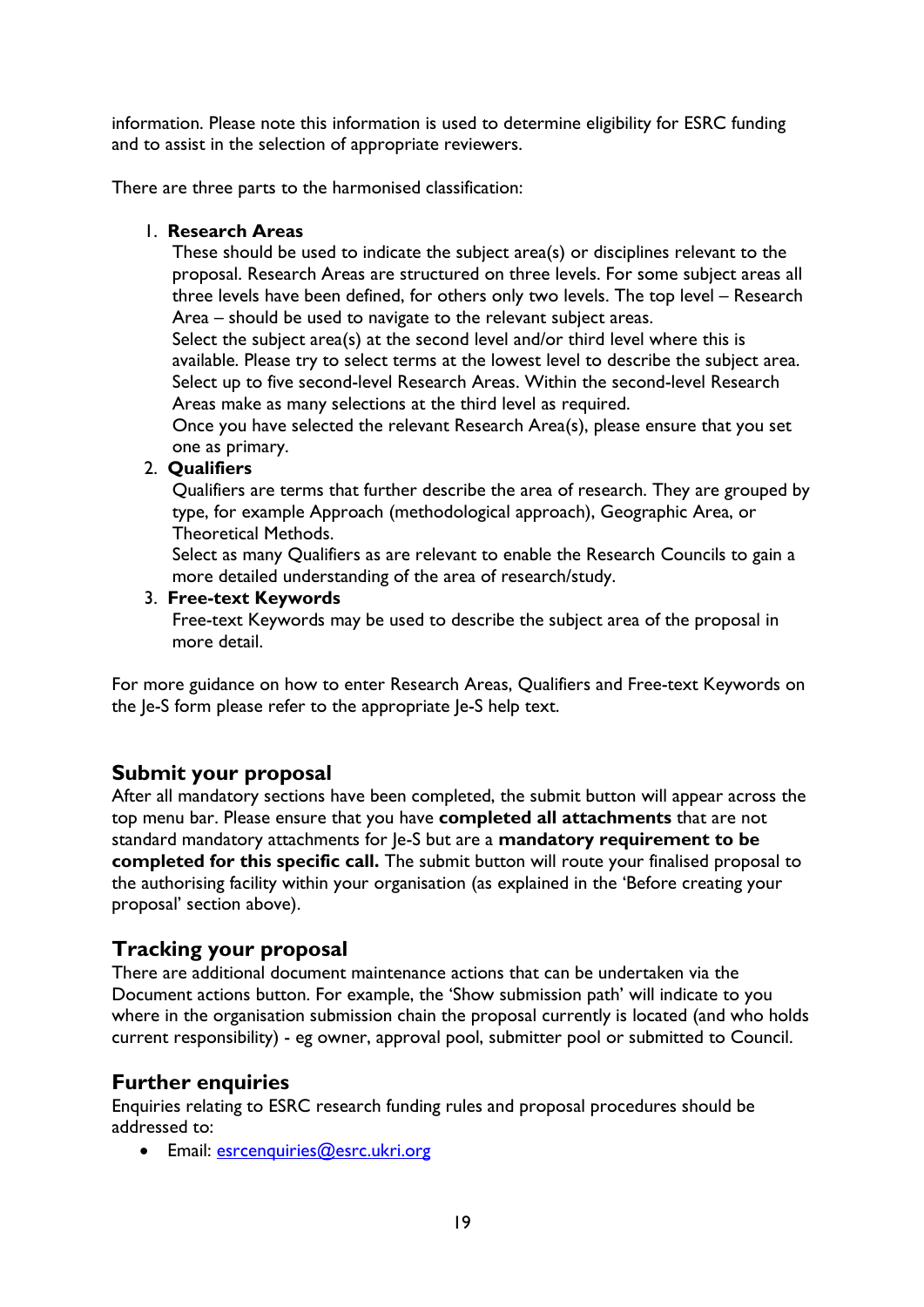information. Please note this information is used to determine eligibility for ESRC funding and to assist in the selection of appropriate reviewers.

There are three parts to the harmonised classification:

1. **Research Areas**
   These should be used to indicate the subject area(s) or disciplines relevant to the proposal. Research Areas are structured on three levels. For some subject areas all three levels have been defined, for others only two levels. The top level – Research Area – should be used to navigate to the relevant subject areas.
   Select the subject area(s) at the second level and/or third level where this is available. Please try to select terms at the lowest level to describe the subject area. Select up to five second-level Research Areas. Within the second-level Research Areas make as many selections at the third level as required.
   Once you have selected the relevant Research Area(s), please ensure that you set one as primary.
2. **Qualifiers**
   Qualifiers are terms that further describe the area of research. They are grouped by type, for example Approach (methodological approach), Geographic Area, or Theoretical Methods.
   Select as many Qualifiers as are relevant to enable the Research Councils to gain a more detailed understanding of the area of research/study.
3. **Free-text Keywords**
   Free-text Keywords may be used to describe the subject area of the proposal in more detail.

For more guidance on how to enter Research Areas, Qualifiers and Free-text Keywords on the Je-S form please refer to the appropriate Je-S help text.

## Submit your proposal

After all mandatory sections have been completed, the submit button will appear across the top menu bar. Please ensure that you have **completed all attachments** that are not standard mandatory attachments for Je-S but are a **mandatory requirement to be completed for this specific call.** The submit button will route your finalised proposal to the authorising facility within your organisation (as explained in the 'Before creating your proposal' section above).

## Tracking your proposal

There are additional document maintenance actions that can be undertaken via the Document actions button. For example, the 'Show submission path' will indicate to you where in the organisation submission chain the proposal currently is located (and who holds current responsibility) - eg owner, approval pool, submitter pool or submitted to Council.

## Further enquiries

Enquiries relating to ESRC research funding rules and proposal procedures should be addressed to:

- Email: esrcenquiries@esrc.ukri.org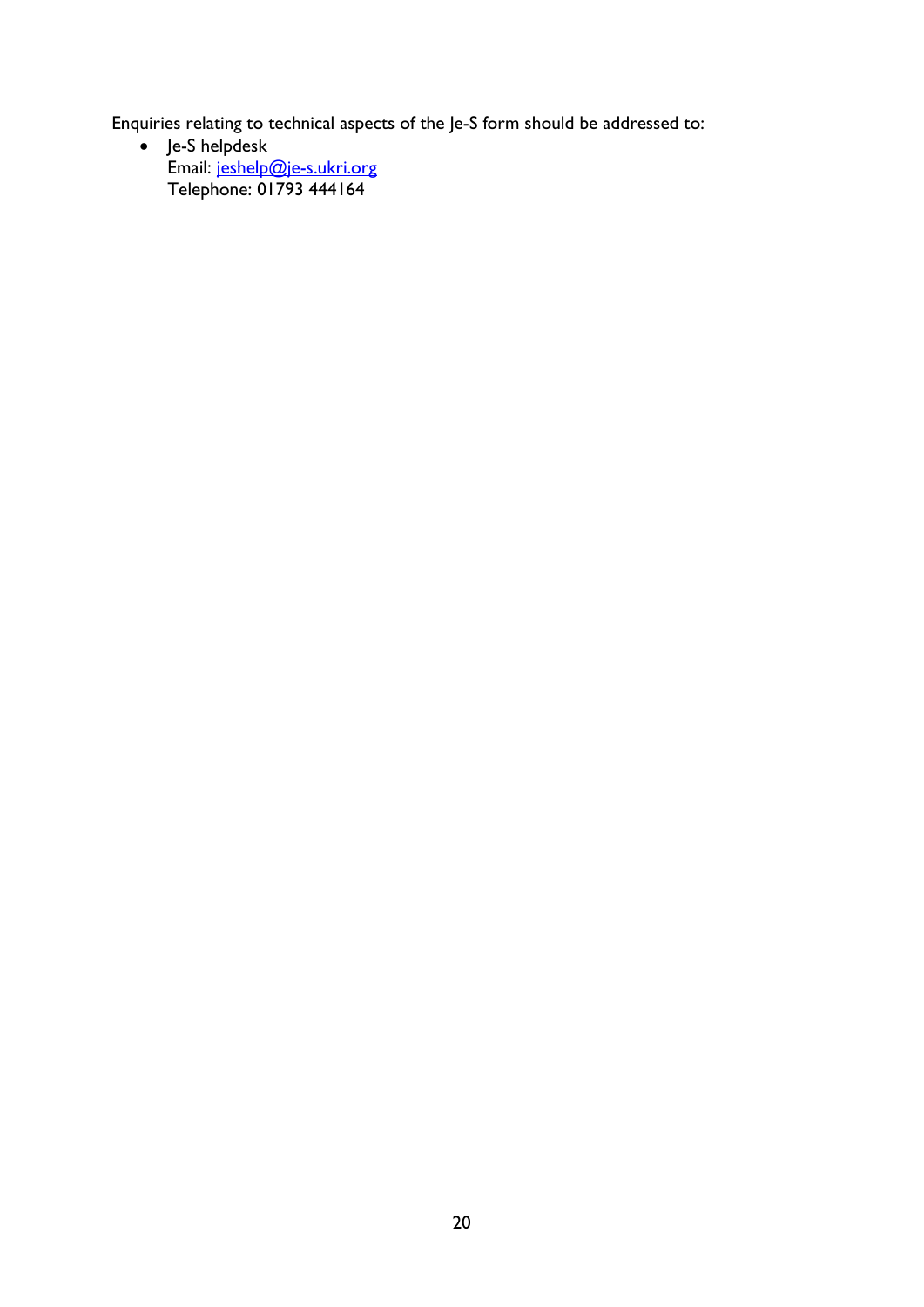Enquiries relating to technical aspects of the Je-S form should be addressed to:

- Je-S helpdesk
  Email: jeshelp@je-s.ukri.org
  Telephone: 01793 444164